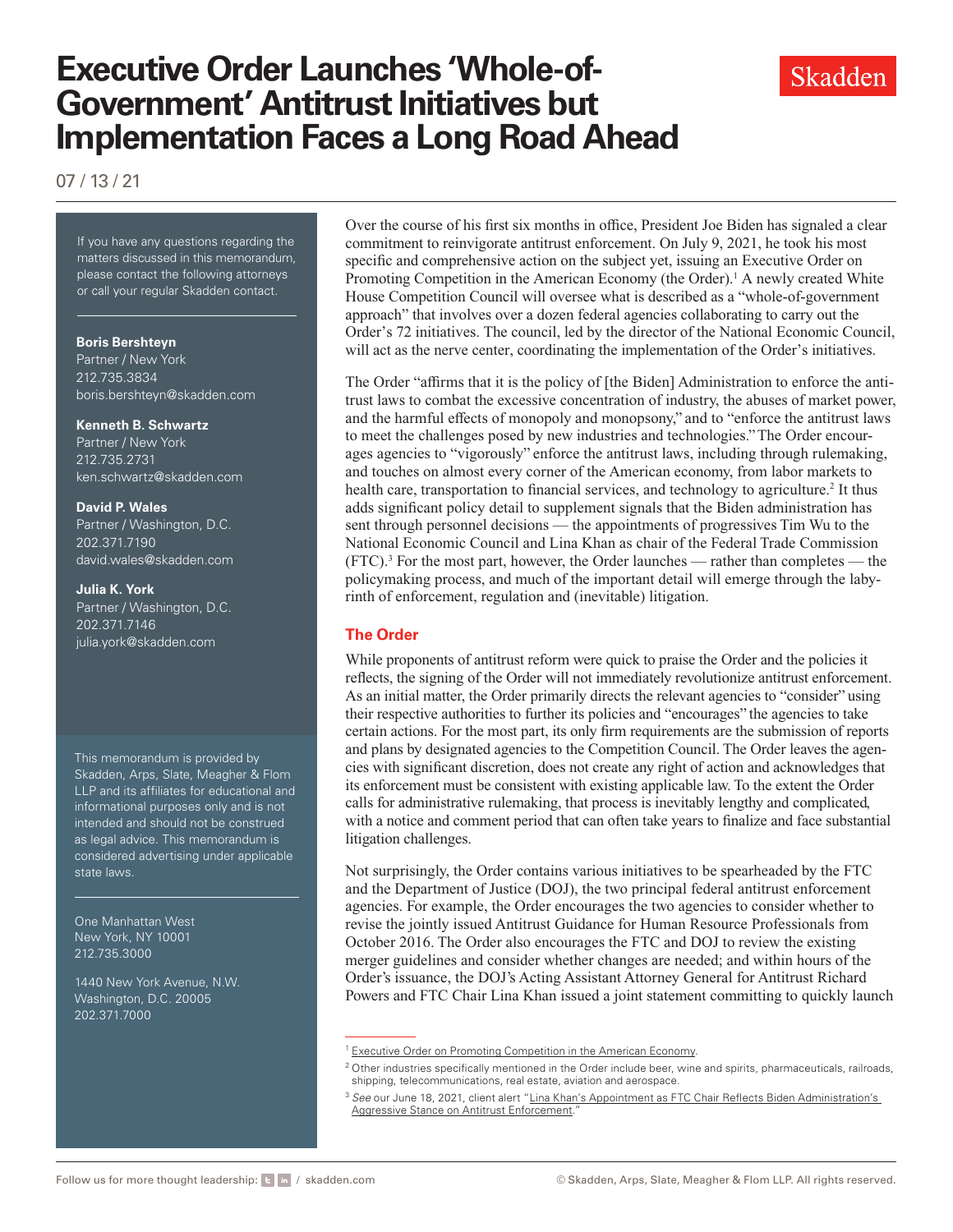# Executive Order Launches 'Whole-of-Government' Antitrust Initiatives but Implementation Faces a Long Road Ahead

Skadden

07 / 13 / 21

If you have any questions regarding the matters discussed in this memorandum, please contact the following attorneys or call your regular Skadden contact.

**Boris Bershteyn**
Partner / New York
212.735.3834
boris.bershteyn@skadden.com

**Kenneth B. Schwartz**
Partner / New York
212.735.2731
ken.schwartz@skadden.com

**David P. Wales**
Partner / Washington, D.C.
202.371.7190
david.wales@skadden.com

**Julia K. York**
Partner / Washington, D.C.
202.371.7146
julia.york@skadden.com

This memorandum is provided by Skadden, Arps, Slate, Meagher & Flom LLP and its affiliates for educational and informational purposes only and is not intended and should not be construed as legal advice. This memorandum is considered advertising under applicable state laws.

One Manhattan West
New York, NY 10001
212.735.3000

1440 New York Avenue, N.W.
Washington, D.C. 20005
202.371.7000

Over the course of his first six months in office, President Joe Biden has signaled a clear commitment to reinvigorate antitrust enforcement. On July 9, 2021, he took his most specific and comprehensive action on the subject yet, issuing an Executive Order on Promoting Competition in the American Economy (the Order).[1] A newly created White House Competition Council will oversee what is described as a "whole-of-government approach" that involves over a dozen federal agencies collaborating to carry out the Order's 72 initiatives. The council, led by the director of the National Economic Council, will act as the nerve center, coordinating the implementation of the Order's initiatives.

The Order "affirms that it is the policy of [the Biden] Administration to enforce the antitrust laws to combat the excessive concentration of industry, the abuses of market power, and the harmful effects of monopoly and monopsony," and to "enforce the antitrust laws to meet the challenges posed by new industries and technologies." The Order encourages agencies to "vigorously" enforce the antitrust laws, including through rulemaking, and touches on almost every corner of the American economy, from labor markets to health care, transportation to financial services, and technology to agriculture.[2] It thus adds significant policy detail to supplement signals that the Biden administration has sent through personnel decisions — the appointments of progressives Tim Wu to the National Economic Council and Lina Khan as chair of the Federal Trade Commission (FTC).[3] For the most part, however, the Order launches — rather than completes — the policymaking process, and much of the important detail will emerge through the labyrinth of enforcement, regulation and (inevitable) litigation.

## The Order

While proponents of antitrust reform were quick to praise the Order and the policies it reflects, the signing of the Order will not immediately revolutionize antitrust enforcement. As an initial matter, the Order primarily directs the relevant agencies to "consider" using their respective authorities to further its policies and "encourages" the agencies to take certain actions. For the most part, its only firm requirements are the submission of reports and plans by designated agencies to the Competition Council. The Order leaves the agencies with significant discretion, does not create any right of action and acknowledges that its enforcement must be consistent with existing applicable law. To the extent the Order calls for administrative rulemaking, that process is inevitably lengthy and complicated, with a notice and comment period that can often take years to finalize and face substantial litigation challenges.

Not surprisingly, the Order contains various initiatives to be spearheaded by the FTC and the Department of Justice (DOJ), the two principal federal antitrust enforcement agencies. For example, the Order encourages the two agencies to consider whether to revise the jointly issued Antitrust Guidance for Human Resource Professionals from October 2016. The Order also encourages the FTC and DOJ to review the existing merger guidelines and consider whether changes are needed; and within hours of the Order's issuance, the DOJ's Acting Assistant Attorney General for Antitrust Richard Powers and FTC Chair Lina Khan issued a joint statement committing to quickly launch

[1] Executive Order on Promoting Competition in the American Economy.

[2] Other industries specifically mentioned in the Order include beer, wine and spirits, pharmaceuticals, railroads, shipping, telecommunications, real estate, aviation and aerospace.

[3] *See* our June 18, 2021, client alert "Lina Khan's Appointment as FTC Chair Reflects Biden Administration's Aggressive Stance on Antitrust Enforcement."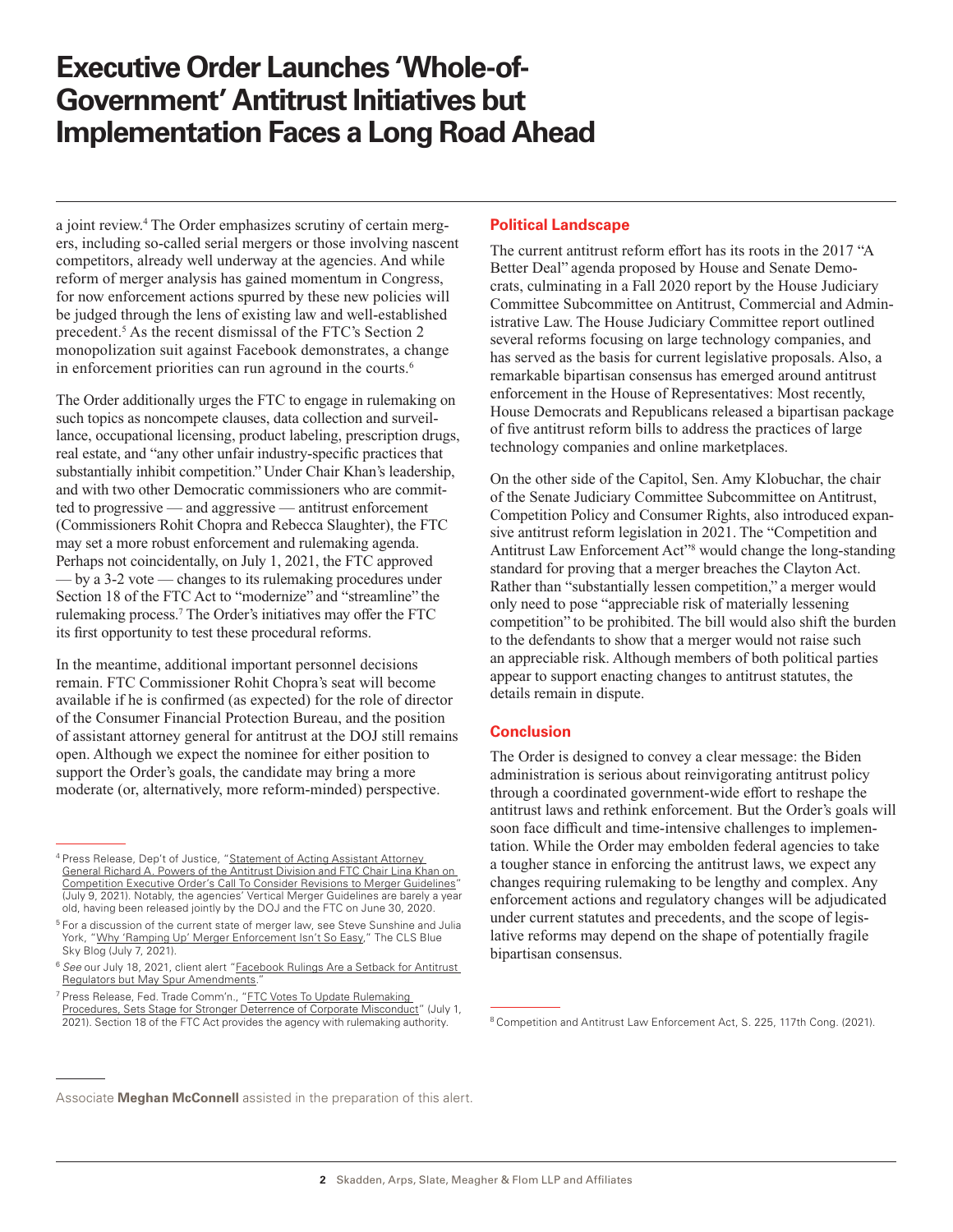# Executive Order Launches 'Whole-of-Government' Antitrust Initiatives but Implementation Faces a Long Road Ahead

a joint review.[4] The Order emphasizes scrutiny of certain mergers, including so-called serial mergers or those involving nascent competitors, already well underway at the agencies. And while reform of merger analysis has gained momentum in Congress, for now enforcement actions spurred by these new policies will be judged through the lens of existing law and well-established precedent.[5] As the recent dismissal of the FTC's Section 2 monopolization suit against Facebook demonstrates, a change in enforcement priorities can run aground in the courts.[6]

The Order additionally urges the FTC to engage in rulemaking on such topics as noncompete clauses, data collection and surveillance, occupational licensing, product labeling, prescription drugs, real estate, and "any other unfair industry-specific practices that substantially inhibit competition." Under Chair Khan's leadership, and with two other Democratic commissioners who are committed to progressive — and aggressive — antitrust enforcement (Commissioners Rohit Chopra and Rebecca Slaughter), the FTC may set a more robust enforcement and rulemaking agenda. Perhaps not coincidentally, on July 1, 2021, the FTC approved — by a 3-2 vote — changes to its rulemaking procedures under Section 18 of the FTC Act to "modernize" and "streamline" the rulemaking process.[7] The Order's initiatives may offer the FTC its first opportunity to test these procedural reforms.

In the meantime, additional important personnel decisions remain. FTC Commissioner Rohit Chopra's seat will become available if he is confirmed (as expected) for the role of director of the Consumer Financial Protection Bureau, and the position of assistant attorney general for antitrust at the DOJ still remains open. Although we expect the nominee for either position to support the Order's goals, the candidate may bring a more moderate (or, alternatively, more reform-minded) perspective.

## Political Landscape

The current antitrust reform effort has its roots in the 2017 "A Better Deal" agenda proposed by House and Senate Democrats, culminating in a Fall 2020 report by the House Judiciary Committee Subcommittee on Antitrust, Commercial and Administrative Law. The House Judiciary Committee report outlined several reforms focusing on large technology companies, and has served as the basis for current legislative proposals. Also, a remarkable bipartisan consensus has emerged around antitrust enforcement in the House of Representatives: Most recently, House Democrats and Republicans released a bipartisan package of five antitrust reform bills to address the practices of large technology companies and online marketplaces.

On the other side of the Capitol, Sen. Amy Klobuchar, the chair of the Senate Judiciary Committee Subcommittee on Antitrust, Competition Policy and Consumer Rights, also introduced expansive antitrust reform legislation in 2021. The "Competition and Antitrust Law Enforcement Act"[8] would change the long-standing standard for proving that a merger breaches the Clayton Act. Rather than "substantially lessen competition," a merger would only need to pose "appreciable risk of materially lessening competition" to be prohibited. The bill would also shift the burden to the defendants to show that a merger would not raise such an appreciable risk. Although members of both political parties appear to support enacting changes to antitrust statutes, the details remain in dispute.

## Conclusion

The Order is designed to convey a clear message: the Biden administration is serious about reinvigorating antitrust policy through a coordinated government-wide effort to reshape the antitrust laws and rethink enforcement. But the Order's goals will soon face difficult and time-intensive challenges to implementation. While the Order may embolden federal agencies to take a tougher stance in enforcing the antitrust laws, we expect any changes requiring rulemaking to be lengthy and complex. Any enforcement actions and regulatory changes will be adjudicated under current statutes and precedents, and the scope of legislative reforms may depend on the shape of potentially fragile bipartisan consensus.

---

[4] Press Release, Dep't of Justice, "Statement of Acting Assistant Attorney General Richard A. Powers of the Antitrust Division and FTC Chair Lina Khan on Competition Executive Order's Call To Consider Revisions to Merger Guidelines" (July 9, 2021). Notably, the agencies' Vertical Merger Guidelines are barely a year old, having been released jointly by the DOJ and the FTC on June 30, 2020.

[5] For a discussion of the current state of merger law, see Steve Sunshine and Julia York, "Why 'Ramping Up' Merger Enforcement Isn't So Easy," The CLS Blue Sky Blog (July 7, 2021).

[6] *See* our July 18, 2021, client alert "Facebook Rulings Are a Setback for Antitrust Regulators but May Spur Amendments."

[7] Press Release, Fed. Trade Comm'n., "FTC Votes To Update Rulemaking Procedures, Sets Stage for Stronger Deterrence of Corporate Misconduct" (July 1, 2021). Section 18 of the FTC Act provides the agency with rulemaking authority.

[8] Competition and Antitrust Law Enforcement Act, S. 225, 117th Cong. (2021).

Associate **Meghan McConnell** assisted in the preparation of this alert.